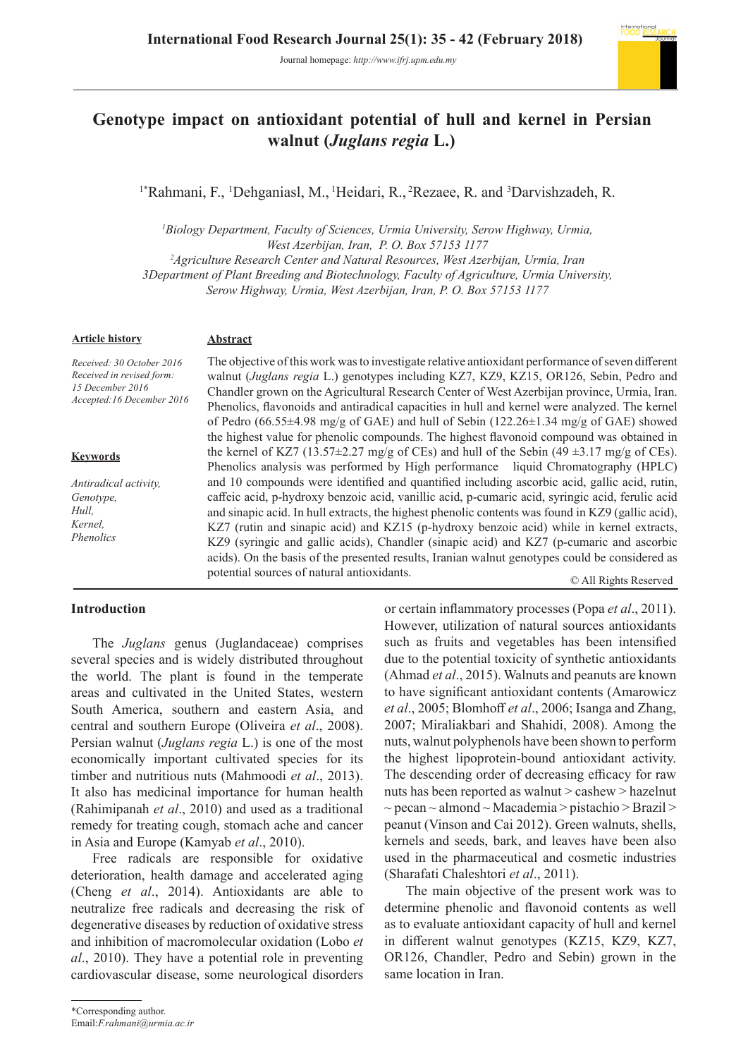# Genotype impact on antioxidant potential of hull and kernel in Persian walnut (*Juglans regia* L.)

[1*]Rahmani, F., [1]Dehganiasl, M., [1]Heidari, R., [2]Rezaee, R. and [3]Darvishzadeh, R.

[1]*Biology Department, Faculty of Sciences, Urmia University, Serow Highway, Urmia, West Azerbijan, Iran, P. O. Box 57153 1177*
[2]*Agriculture Research Center and Natural Resources, West Azerbijan, Urmia, Iran*
*3Department of Plant Breeding and Biotechnology, Faculty of Agriculture, Urmia University, Serow Highway, Urmia, West Azerbijan, Iran, P. O. Box 57153 1177*

**Article history**

*Received: 30 October 2016*
*Received in revised form: 15 December 2016*
*Accepted:16 December 2016*

**Keywords**

*Antiradical activity,*
*Genotype,*
*Hull,*
*Kernel,*
*Phenolics*

**Abstract**

The objective of this work was to investigate relative antioxidant performance of seven different walnut (*Juglans regia* L.) genotypes including KZ7, KZ9, KZ15, OR126, Sebin, Pedro and Chandler grown on the Agricultural Research Center of West Azerbijan province, Urmia, Iran. Phenolics, flavonoids and antiradical capacities in hull and kernel were analyzed. The kernel of Pedro (66.55±4.98 mg/g of GAE) and hull of Sebin (122.26±1.34 mg/g of GAE) showed the highest value for phenolic compounds. The highest flavonoid compound was obtained in the kernel of KZ7 (13.57±2.27 mg/g of CEs) and hull of the Sebin (49 ±3.17 mg/g of CEs). Phenolics analysis was performed by High performance liquid Chromatography (HPLC) and 10 compounds were identified and quantified including ascorbic acid, gallic acid, rutin, caffeic acid, p-hydroxy benzoic acid, vanillic acid, p-cumaric acid, syringic acid, ferulic acid and sinapic acid. In hull extracts, the highest phenolic contents was found in KZ9 (gallic acid), KZ7 (rutin and sinapic acid) and KZ15 (p-hydroxy benzoic acid) while in kernel extracts, KZ9 (syringic and gallic acids), Chandler (sinapic acid) and KZ7 (p-cumaric and ascorbic acids). On the basis of the presented results, Iranian walnut genotypes could be considered as potential sources of natural antioxidants.

© All Rights Reserved

## Introduction

The *Juglans* genus (Juglandaceae) comprises several species and is widely distributed throughout the world. The plant is found in the temperate areas and cultivated in the United States, western South America, southern and eastern Asia, and central and southern Europe (Oliveira *et al*., 2008). Persian walnut (*Juglans regia* L.) is one of the most economically important cultivated species for its timber and nutritious nuts (Mahmoodi *et al*., 2013). It also has medicinal importance for human health (Rahimipanah *et al*., 2010) and used as a traditional remedy for treating cough, stomach ache and cancer in Asia and Europe (Kamyab *et al*., 2010).

Free radicals are responsible for oxidative deterioration, health damage and accelerated aging (Cheng *et al*., 2014). Antioxidants are able to neutralize free radicals and decreasing the risk of degenerative diseases by reduction of oxidative stress and inhibition of macromolecular oxidation (Lobo *et al*., 2010). They have a potential role in preventing cardiovascular disease, some neurological disorders or certain inflammatory processes (Popa *et al*., 2011). However, utilization of natural sources antioxidants such as fruits and vegetables has been intensified due to the potential toxicity of synthetic antioxidants (Ahmad *et al*., 2015). Walnuts and peanuts are known to have significant antioxidant contents (Amarowicz *et al*., 2005; Blomhoff *et al*., 2006; Isanga and Zhang, 2007; Miraliakbari and Shahidi, 2008). Among the nuts, walnut polyphenols have been shown to perform the highest lipoprotein-bound antioxidant activity. The descending order of decreasing efficacy for raw nuts has been reported as walnut > cashew > hazelnut ~ pecan ~ almond ~ Macademia > pistachio > Brazil > peanut (Vinson and Cai 2012). Green walnuts, shells, kernels and seeds, bark, and leaves have been also used in the pharmaceutical and cosmetic industries (Sharafati Chaleshtori *et al*., 2011).

The main objective of the present work was to determine phenolic and flavonoid contents as well as to evaluate antioxidant capacity of hull and kernel in different walnut genotypes (KZ15, KZ9, KZ7, OR126, Chandler, Pedro and Sebin) grown in the same location in Iran.

*Corresponding author.
Email:F.rahmani@urmia.ac.ir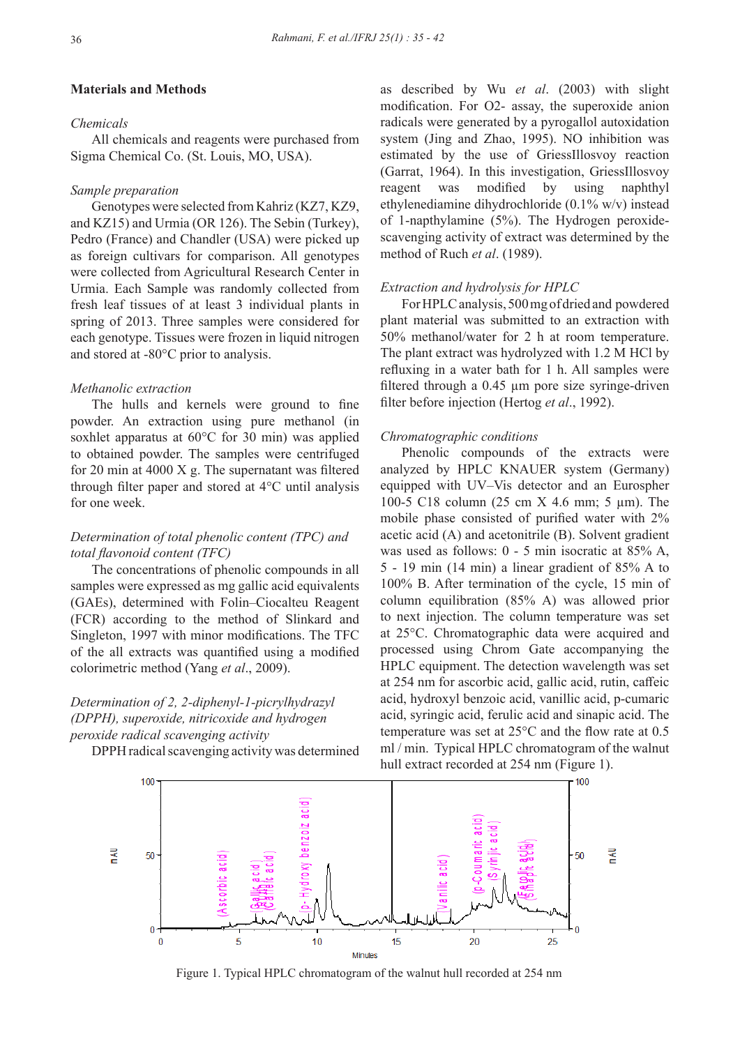## Materials and Methods

### *Chemicals*

All chemicals and reagents were purchased from Sigma Chemical Co. (St. Louis, MO, USA).

### *Sample preparation*

Genotypes were selected from Kahriz (KZ7, KZ9, and KZ15) and Urmia (OR 126). The Sebin (Turkey), Pedro (France) and Chandler (USA) were picked up as foreign cultivars for comparison. All genotypes were collected from Agricultural Research Center in Urmia. Each Sample was randomly collected from fresh leaf tissues of at least 3 individual plants in spring of 2013. Three samples were considered for each genotype. Tissues were frozen in liquid nitrogen and stored at -80°C prior to analysis.

### *Methanolic extraction*

The hulls and kernels were ground to fine powder. An extraction using pure methanol (in soxhlet apparatus at 60°C for 30 min) was applied to obtained powder. The samples were centrifuged for 20 min at 4000 X g. The supernatant was filtered through filter paper and stored at 4°C until analysis for one week.

### *Determination of total phenolic content (TPC) and total flavonoid content (TFC)*

The concentrations of phenolic compounds in all samples were expressed as mg gallic acid equivalents (GAEs), determined with Folin–Ciocalteu Reagent (FCR) according to the method of Slinkard and Singleton, 1997 with minor modifications. The TFC of the all extracts was quantified using a modified colorimetric method (Yang *et al*., 2009).

### *Determination of 2, 2-diphenyl-1-picrylhydrazyl (DPPH), superoxide, nitricoxide and hydrogen peroxide radical scavenging activity*

DPPH radical scavenging activity was determined as described by Wu *et al*. (2003) with slight modification. For O2- assay, the superoxide anion radicals were generated by a pyrogallol autoxidation system (Jing and Zhao, 1995). NO inhibition was estimated by the use of GriessIllosvoy reaction (Garrat, 1964). In this investigation, GriessIllosvoy reagent was modified by using naphthyl ethylenediamine dihydrochloride (0.1% w/v) instead of 1-napthylamine (5%). The Hydrogen peroxide-scavenging activity of extract was determined by the method of Ruch *et al*. (1989).

### *Extraction and hydrolysis for HPLC*

For HPLC analysis, 500 mg of dried and powdered plant material was submitted to an extraction with 50% methanol/water for 2 h at room temperature. The plant extract was hydrolyzed with 1.2 M HCl by refluxing in a water bath for 1 h. All samples were filtered through a 0.45 µm pore size syringe-driven filter before injection (Hertog *et al*., 1992).

### *Chromatographic conditions*

Phenolic compounds of the extracts were analyzed by HPLC KNAUER system (Germany) equipped with UV–Vis detector and an Eurospher 100-5 C18 column (25 cm X 4.6 mm; 5 µm). The mobile phase consisted of purified water with 2% acetic acid (A) and acetonitrile (B). Solvent gradient was used as follows: 0 - 5 min isocratic at 85% A, 5 - 19 min (14 min) a linear gradient of 85% A to 100% B. After termination of the cycle, 15 min of column equilibration (85% A) was allowed prior to next injection. The column temperature was set at 25°C. Chromatographic data were acquired and processed using Chrom Gate accompanying the HPLC equipment. The detection wavelength was set at 254 nm for ascorbic acid, gallic acid, rutin, caffeic acid, hydroxyl benzoic acid, vanillic acid, p-cumaric acid, syringic acid, ferulic acid and sinapic acid. The temperature was set at 25°C and the flow rate at 0.5 ml / min. Typical HPLC chromatogram of the walnut hull extract recorded at 254 nm (Figure 1).

Figure 1. Typical HPLC chromatogram of the walnut hull recorded at 254 nm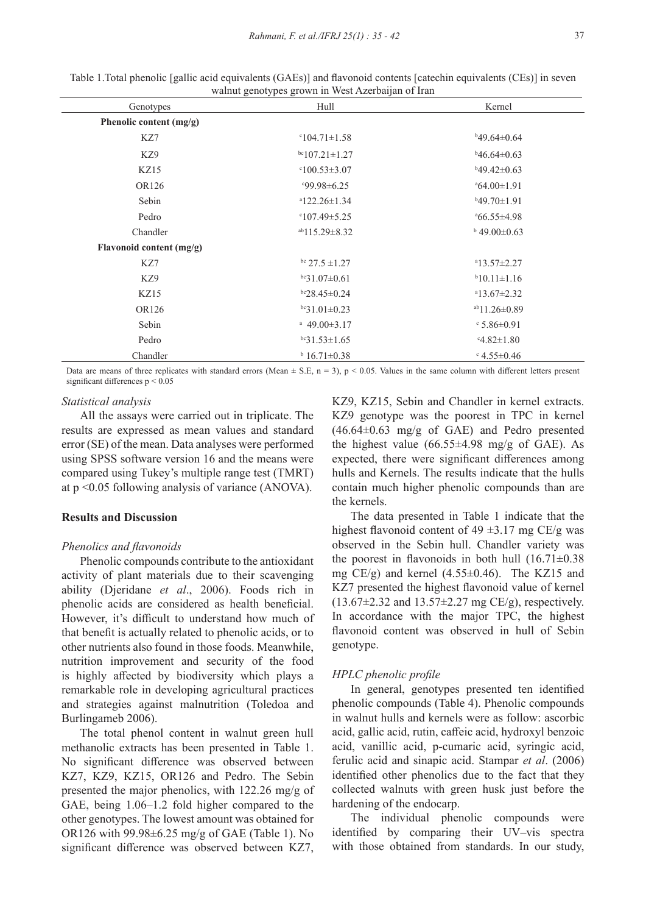Table 1.Total phenolic [gallic acid equivalents (GAEs)] and flavonoid contents [catechin equivalents (CEs)] in seven walnut genotypes grown in West Azerbaijan of Iran

| Genotypes | Hull | Kernel |
|---|---|---|
| **Phenolic content (mg/g)** | | |
| KZ7 | $^{c}$104.71±1.58 | $^{b}$49.64±0.64 |
| KZ9 | $^{bc}$107.21±1.27 | $^{b}$46.64±0.63 |
| KZ15 | $^{c}$100.53±3.07 | $^{b}$49.42±0.63 |
| OR126 | $^{c}$99.98±6.25 | $^{a}$64.00±1.91 |
| Sebin | $^{a}$122.26±1.34 | $^{b}$49.70±1.91 |
| Pedro | $^{c}$107.49±5.25 | $^{a}$66.55±4.98 |
| Chandler | $^{ab}$115.29±8.32 | $^{b}$ 49.00±0.63 |
| **Flavonoid content (mg/g)** | | |
| KZ7 | $^{bc}$ 27.5 ±1.27 | $^{a}$13.57±2.27 |
| KZ9 | $^{bc}$31.07±0.61 | $^{b}$10.11±1.16 |
| KZ15 | $^{bc}$28.45±0.24 | $^{a}$13.67±2.32 |
| OR126 | $^{bc}$31.01±0.23 | $^{ab}$11.26±0.89 |
| Sebin | $^{a}$ 49.00±3.17 | $^{c}$ 5.86±0.91 |
| Pedro | $^{bc}$31.53±1.65 | $^{c}$4.82±1.80 |
| Chandler | $^{b}$ 16.71±0.38 | $^{c}$ 4.55±0.46 |

Data are means of three replicates with standard errors (Mean ± S.E, n = 3), $p < 0.05$. Values in the same column with different letters present significant differences $p < 0.05$

### *Statistical analysis*

All the assays were carried out in triplicate. The results are expressed as mean values and standard error (SE) of the mean. Data analyses were performed using SPSS software version 16 and the means were compared using Tukey's multiple range test (TMRT) at $p < 0.05$ following analysis of variance (ANOVA).

## Results and Discussion

### *Phenolics and flavonoids*

Phenolic compounds contribute to the antioxidant activity of plant materials due to their scavenging ability (Djeridane *et al*., 2006). Foods rich in phenolic acids are considered as health beneficial. However, it's difficult to understand how much of that benefit is actually related to phenolic acids, or to other nutrients also found in those foods. Meanwhile, nutrition improvement and security of the food is highly affected by biodiversity which plays a remarkable role in developing agricultural practices and strategies against malnutrition (Toledoa and Burlingameb 2006).

The total phenol content in walnut green hull methanolic extracts has been presented in Table 1. No significant difference was observed between KZ7, KZ9, KZ15, OR126 and Pedro. The Sebin presented the major phenolics, with 122.26 mg/g of GAE, being 1.06–1.2 fold higher compared to the other genotypes. The lowest amount was obtained for OR126 with 99.98±6.25 mg/g of GAE (Table 1). No significant difference was observed between KZ7, KZ9, KZ15, Sebin and Chandler in kernel extracts. KZ9 genotype was the poorest in TPC in kernel (46.64±0.63 mg/g of GAE) and Pedro presented the highest value (66.55±4.98 mg/g of GAE). As expected, there were significant differences among hulls and Kernels. The results indicate that the hulls contain much higher phenolic compounds than are the kernels.

The data presented in Table 1 indicate that the highest flavonoid content of 49 ±3.17 mg CE/g was observed in the Sebin hull. Chandler variety was the poorest in flavonoids in both hull (16.71±0.38 mg CE/g) and kernel (4.55±0.46). The KZ15 and KZ7 presented the highest flavonoid value of kernel (13.67±2.32 and 13.57±2.27 mg CE/g), respectively. In accordance with the major TPC, the highest flavonoid content was observed in hull of Sebin genotype.

### *HPLC phenolic profile*

In general, genotypes presented ten identified phenolic compounds (Table 4). Phenolic compounds in walnut hulls and kernels were as follow: ascorbic acid, gallic acid, rutin, caffeic acid, hydroxyl benzoic acid, vanillic acid, p-cumaric acid, syringic acid, ferulic acid and sinapic acid. Stampar *et al*. (2006) identified other phenolics due to the fact that they collected walnuts with green husk just before the hardening of the endocarp.

The individual phenolic compounds were identified by comparing their UV–vis spectra with those obtained from standards. In our study,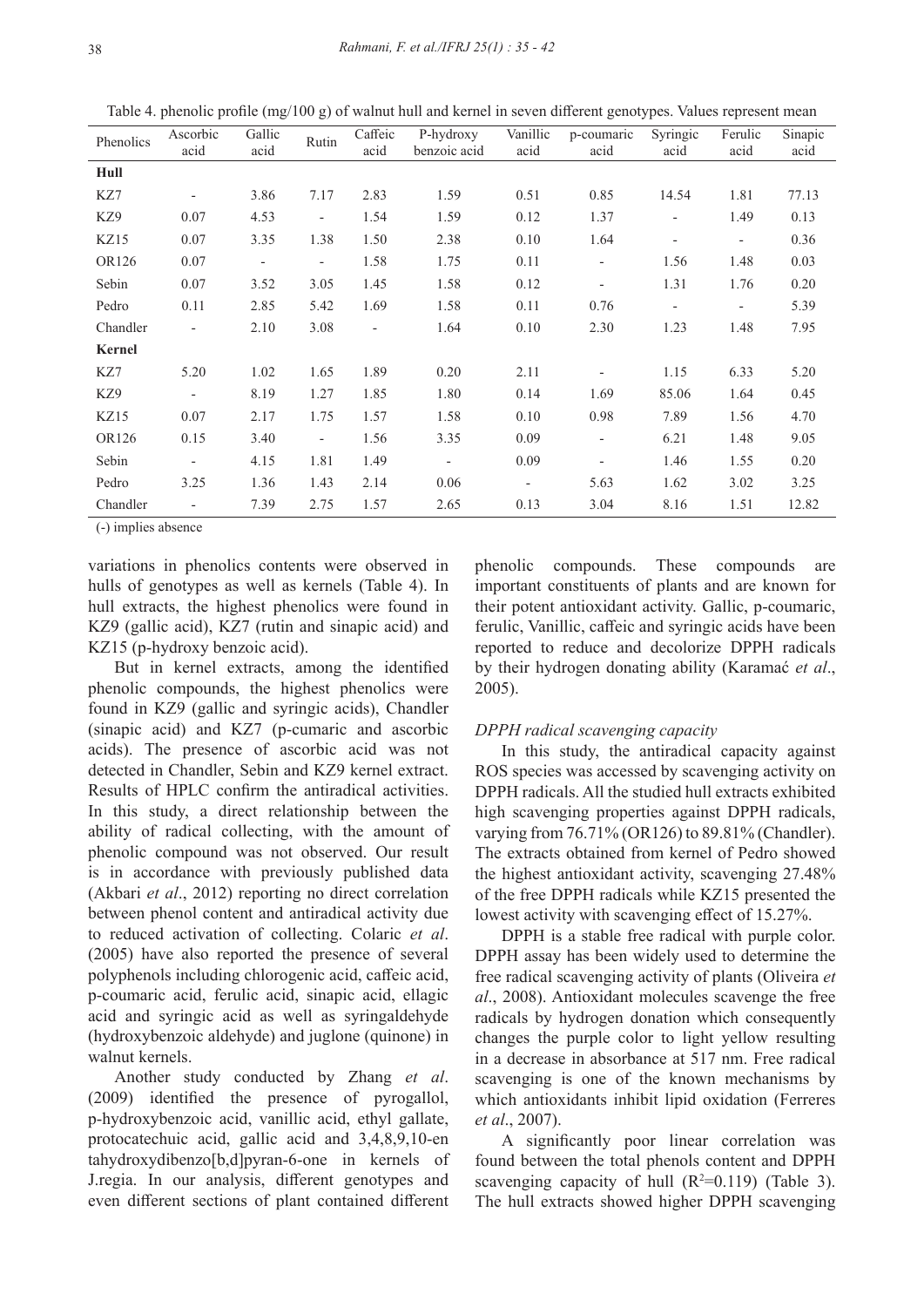Table 4. phenolic profile (mg/100 g) of walnut hull and kernel in seven different genotypes. Values represent mean

| Phenolics | Ascorbic acid | Gallic acid | Rutin | Caffeic acid | P-hydroxy benzoic acid | Vanillic acid | p-coumaric acid | Syringic acid | Ferulic acid | Sinapic acid |
|---|---|---|---|---|---|---|---|---|---|---|
| **Hull** | | | | | | | | | | |
| KZ7 | - | 3.86 | 7.17 | 2.83 | 1.59 | 0.51 | 0.85 | 14.54 | 1.81 | 77.13 |
| KZ9 | 0.07 | 4.53 | - | 1.54 | 1.59 | 0.12 | 1.37 | - | 1.49 | 0.13 |
| KZ15 | 0.07 | 3.35 | 1.38 | 1.50 | 2.38 | 0.10 | 1.64 | - | - | 0.36 |
| OR126 | 0.07 | - | - | 1.58 | 1.75 | 0.11 | - | 1.56 | 1.48 | 0.03 |
| Sebin | 0.07 | 3.52 | 3.05 | 1.45 | 1.58 | 0.12 | - | 1.31 | 1.76 | 0.20 |
| Pedro | 0.11 | 2.85 | 5.42 | 1.69 | 1.58 | 0.11 | 0.76 | - | - | 5.39 |
| Chandler | - | 2.10 | 3.08 | - | 1.64 | 0.10 | 2.30 | 1.23 | 1.48 | 7.95 |
| **Kernel** | | | | | | | | | | |
| KZ7 | 5.20 | 1.02 | 1.65 | 1.89 | 0.20 | 2.11 | - | 1.15 | 6.33 | 5.20 |
| KZ9 | - | 8.19 | 1.27 | 1.85 | 1.80 | 0.14 | 1.69 | 85.06 | 1.64 | 0.45 |
| KZ15 | 0.07 | 2.17 | 1.75 | 1.57 | 1.58 | 0.10 | 0.98 | 7.89 | 1.56 | 4.70 |
| OR126 | 0.15 | 3.40 | - | 1.56 | 3.35 | 0.09 | - | 6.21 | 1.48 | 9.05 |
| Sebin | - | 4.15 | 1.81 | 1.49 | - | 0.09 | - | 1.46 | 1.55 | 0.20 |
| Pedro | 3.25 | 1.36 | 1.43 | 2.14 | 0.06 | - | 5.63 | 1.62 | 3.02 | 3.25 |
| Chandler | - | 7.39 | 2.75 | 1.57 | 2.65 | 0.13 | 3.04 | 8.16 | 1.51 | 12.82 |

(-) implies absence

variations in phenolics contents were observed in hulls of genotypes as well as kernels (Table 4). In hull extracts, the highest phenolics were found in KZ9 (gallic acid), KZ7 (rutin and sinapic acid) and KZ15 (p-hydroxy benzoic acid).

But in kernel extracts, among the identified phenolic compounds, the highest phenolics were found in KZ9 (gallic and syringic acids), Chandler (sinapic acid) and KZ7 (p-cumaric and ascorbic acids). The presence of ascorbic acid was not detected in Chandler, Sebin and KZ9 kernel extract. Results of HPLC confirm the antiradical activities. In this study, a direct relationship between the ability of radical collecting, with the amount of phenolic compound was not observed. Our result is in accordance with previously published data (Akbari *et al*., 2012) reporting no direct correlation between phenol content and antiradical activity due to reduced activation of collecting. Colaric *et al*. (2005) have also reported the presence of several polyphenols including chlorogenic acid, caffeic acid, p-coumaric acid, ferulic acid, sinapic acid, ellagic acid and syringic acid as well as syringaldehyde (hydroxybenzoic aldehyde) and juglone (quinone) in walnut kernels.

Another study conducted by Zhang *et al*. (2009) identified the presence of pyrogallol, p-hydroxybenzoic acid, vanillic acid, ethyl gallate, protocatechuic acid, gallic acid and 3,4,8,9,10-en tahydroxydibenzo[b,d]pyran-6-one in kernels of J.regia. In our analysis, different genotypes and even different sections of plant contained different phenolic compounds. These compounds are important constituents of plants and are known for their potent antioxidant activity. Gallic, p-coumaric, ferulic, Vanillic, caffeic and syringic acids have been reported to reduce and decolorize DPPH radicals by their hydrogen donating ability (Karamać *et al*., 2005).

### *DPPH radical scavenging capacity*

In this study, the antiradical capacity against ROS species was accessed by scavenging activity on DPPH radicals. All the studied hull extracts exhibited high scavenging properties against DPPH radicals, varying from 76.71% (OR126) to 89.81% (Chandler). The extracts obtained from kernel of Pedro showed the highest antioxidant activity, scavenging 27.48% of the free DPPH radicals while KZ15 presented the lowest activity with scavenging effect of 15.27%.

DPPH is a stable free radical with purple color. DPPH assay has been widely used to determine the free radical scavenging activity of plants (Oliveira *et al*., 2008). Antioxidant molecules scavenge the free radicals by hydrogen donation which consequently changes the purple color to light yellow resulting in a decrease in absorbance at 517 nm. Free radical scavenging is one of the known mechanisms by which antioxidants inhibit lipid oxidation (Ferreres *et al*., 2007).

A significantly poor linear correlation was found between the total phenols content and DPPH scavenging capacity of hull ($R^2$=0.119) (Table 3). The hull extracts showed higher DPPH scavenging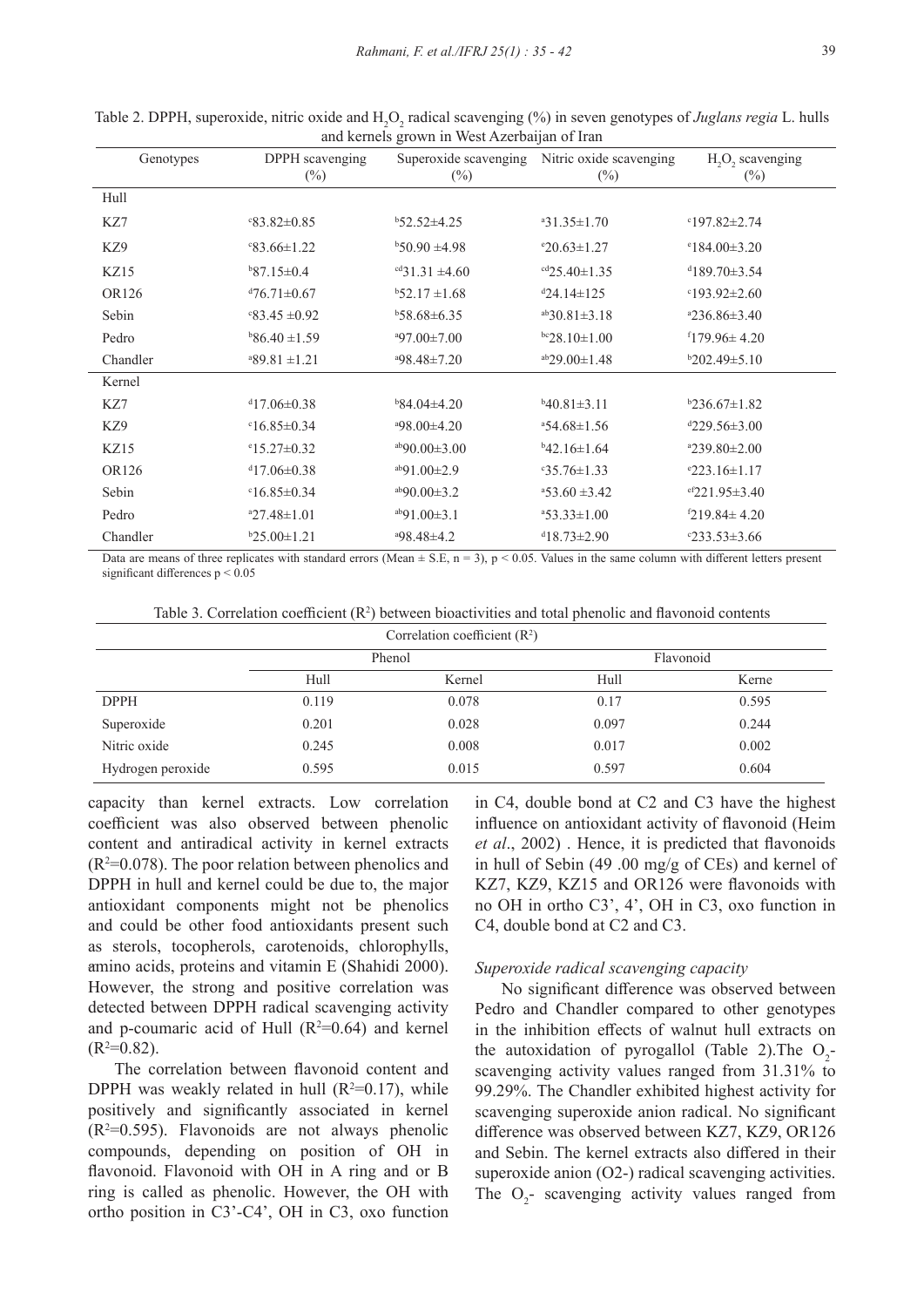Table 2. DPPH, superoxide, nitric oxide and $H_2O_2$ radical scavenging (%) in seven genotypes of *Juglans regia* L. hulls and kernels grown in West Azerbaijan of Iran

| Genotypes | DPPH scavenging (%) | Superoxide scavenging (%) | Nitric oxide scavenging (%) | $H_2O_2$ scavenging (%) |
|---|---|---|---|---|
| Hull | | | | |
| KZ7 | $^{c}$83.82±0.85 | $^{b}$52.52±4.25 | $^{a}$31.35±1.70 | $^{c}$197.82±2.74 |
| KZ9 | $^{c}$83.66±1.22 | $^{b}$50.90 ±4.98 | $^{e}$20.63±1.27 | $^{e}$184.00±3.20 |
| KZ15 | $^{b}$87.15±0.4 | $^{cd}$31.31 ±4.60 | $^{cd}$25.40±1.35 | $^{d}$189.70±3.54 |
| OR126 | $^{d}$76.71±0.67 | $^{b}$52.17 ±1.68 | $^{d}$24.14±125 | $^{c}$193.92±2.60 |
| Sebin | $^{c}$83.45 ±0.92 | $^{b}$58.68±6.35 | $^{ab}$30.81±3.18 | $^{a}$236.86±3.40 |
| Pedro | $^{b}$86.40 ±1.59 | $^{a}$97.00±7.00 | $^{bc}$28.10±1.00 | $^{f}$179.96± 4.20 |
| Chandler | $^{a}$89.81 ±1.21 | $^{a}$98.48±7.20 | $^{ab}$29.00±1.48 | $^{b}$202.49±5.10 |
| Kernel | | | | |
| KZ7 | $^{d}$17.06±0.38 | $^{b}$84.04±4.20 | $^{b}$40.81±3.11 | $^{b}$236.67±1.82 |
| KZ9 | $^{c}$16.85±0.34 | $^{a}$98.00±4.20 | $^{a}$54.68±1.56 | $^{d}$229.56±3.00 |
| KZ15 | $^{e}$15.27±0.32 | $^{ab}$90.00±3.00 | $^{b}$42.16±1.64 | $^{a}$239.80±2.00 |
| OR126 | $^{d}$17.06±0.38 | $^{ab}$91.00±2.9 | $^{c}$35.76±1.33 | $^{e}$223.16±1.17 |
| Sebin | $^{c}$16.85±0.34 | $^{ab}$90.00±3.2 | $^{a}$53.60 ±3.42 | $^{ef}$221.95±3.40 |
| Pedro | $^{a}$27.48±1.01 | $^{ab}$91.00±3.1 | $^{a}$53.33±1.00 | $^{f}$219.84± 4.20 |
| Chandler | $^{b}$25.00±1.21 | $^{a}$98.48±4.2 | $^{d}$18.73±2.90 | $^{c}$233.53±3.66 |

Data are means of three replicates with standard errors (Mean ± S.E, n = 3), $p < 0.05$. Values in the same column with different letters present significant differences $p < 0.05$

Table 3. Correlation coefficient ($R^2$) between bioactivities and total phenolic and flavonoid contents

| | Correlation coefficient ($R^2$) | | | |
|---|---|---|---|---|
| | Phenol | | Flavonoid | |
| | Hull | Kernel | Hull | Kerne |
| DPPH | 0.119 | 0.078 | 0.17 | 0.595 |
| Superoxide | 0.201 | 0.028 | 0.097 | 0.244 |
| Nitric oxide | 0.245 | 0.008 | 0.017 | 0.002 |
| Hydrogen peroxide | 0.595 | 0.015 | 0.597 | 0.604 |

capacity than kernel extracts. Low correlation coefficient was also observed between phenolic content and antiradical activity in kernel extracts ($R^2$=0.078). The poor relation between phenolics and DPPH in hull and kernel could be due to, the major antioxidant components might not be phenolics and could be other food antioxidants present such as sterols, tocopherols, carotenoids, chlorophylls, amino acids, proteins and vitamin E (Shahidi 2000). However, the strong and positive correlation was detected between DPPH radical scavenging activity and p-coumaric acid of Hull ($R^2$=0.64) and kernel ($R^2$=0.82).

The correlation between flavonoid content and DPPH was weakly related in hull ($R^2$=0.17), while positively and significantly associated in kernel ($R^2$=0.595). Flavonoids are not always phenolic compounds, depending on position of OH in flavonoid. Flavonoid with OH in A ring and or B ring is called as phenolic. However, the OH with ortho position in C3'-C4', OH in C3, oxo function in C4, double bond at C2 and C3 have the highest influence on antioxidant activity of flavonoid (Heim *et al*., 2002) . Hence, it is predicted that flavonoids in hull of Sebin (49 .00 mg/g of CEs) and kernel of KZ7, KZ9, KZ15 and OR126 were flavonoids with no OH in ortho C3', 4', OH in C3, oxo function in C4, double bond at C2 and C3.

### *Superoxide radical scavenging capacity*

No significant difference was observed between Pedro and Chandler compared to other genotypes in the inhibition effects of walnut hull extracts on the autoxidation of pyrogallol (Table 2).The $O_2$- scavenging activity values ranged from 31.31% to 99.29%. The Chandler exhibited highest activity for scavenging superoxide anion radical. No significant difference was observed between KZ7, KZ9, OR126 and Sebin. The kernel extracts also differed in their superoxide anion (O2-) radical scavenging activities. The $O_2$- scavenging activity values ranged from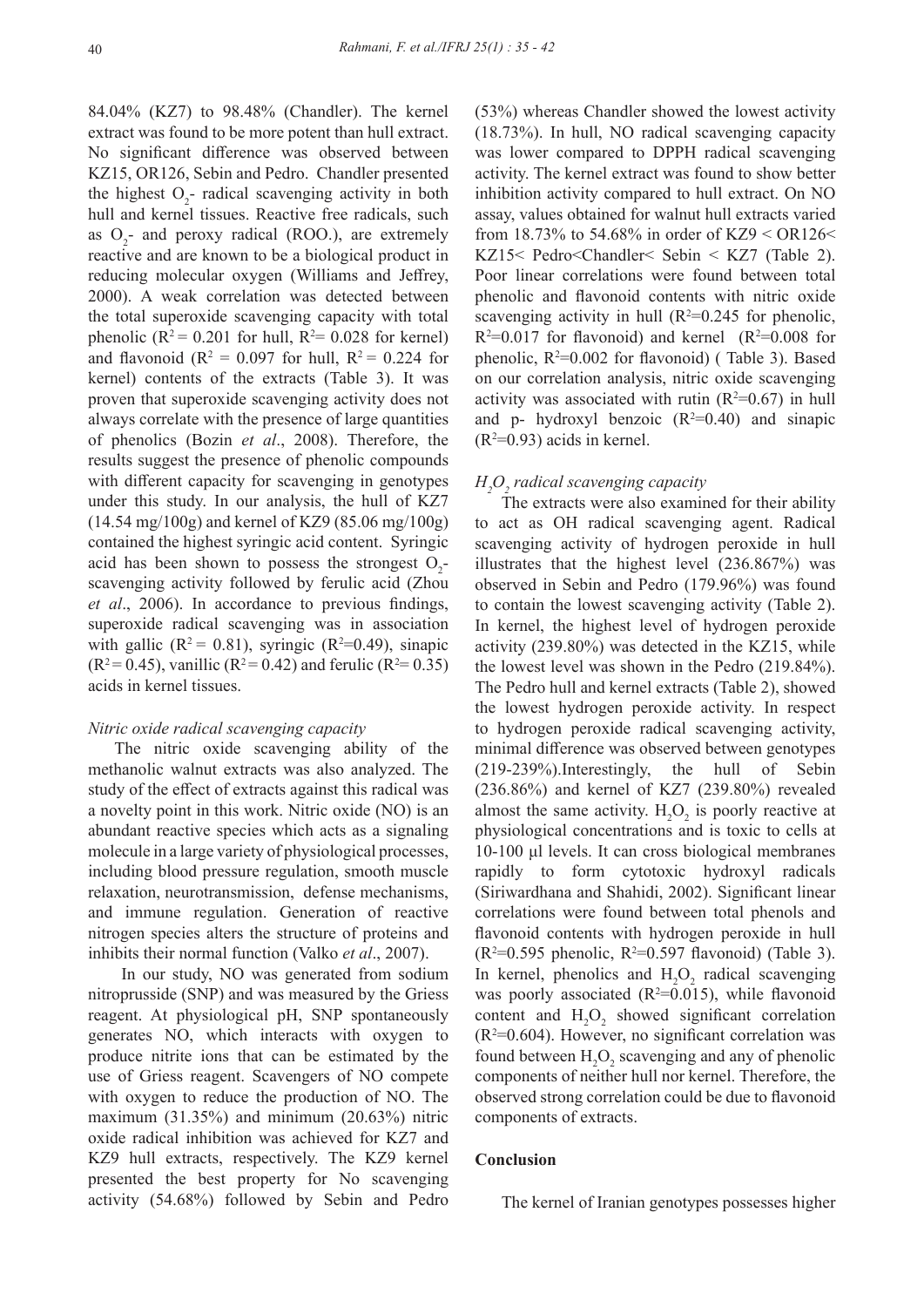84.04% (KZ7) to 98.48% (Chandler). The kernel extract was found to be more potent than hull extract. No significant difference was observed between KZ15, OR126, Sebin and Pedro. Chandler presented the highest $O_2$- radical scavenging activity in both hull and kernel tissues. Reactive free radicals, such as $O_2$- and peroxy radical (ROO.), are extremely reactive and are known to be a biological product in reducing molecular oxygen (Williams and Jeffrey, 2000). A weak correlation was detected between the total superoxide scavenging capacity with total phenolic ($R^2$ = 0.201 for hull, $R^2$= 0.028 for kernel) and flavonoid ($R^2$ = 0.097 for hull, $R^2$ = 0.224 for kernel) contents of the extracts (Table 3). It was proven that superoxide scavenging activity does not always correlate with the presence of large quantities of phenolics (Bozin *et al*., 2008). Therefore, the results suggest the presence of phenolic compounds with different capacity for scavenging in genotypes under this study. In our analysis, the hull of KZ7 (14.54 mg/100g) and kernel of KZ9 (85.06 mg/100g) contained the highest syringic acid content. Syringic acid has been shown to possess the strongest $O_2$- scavenging activity followed by ferulic acid (Zhou *et al*., 2006). In accordance to previous findings, superoxide radical scavenging was in association with gallic ($R^2$ = 0.81), syringic ($R^2$=0.49), sinapic ($R^2$ = 0.45), vanillic ($R^2$ = 0.42) and ferulic ($R^2$= 0.35) acids in kernel tissues.

### *Nitric oxide radical scavenging capacity*

The nitric oxide scavenging ability of the methanolic walnut extracts was also analyzed. The study of the effect of extracts against this radical was a novelty point in this work. Nitric oxide (NO) is an abundant reactive species which acts as a signaling molecule in a large variety of physiological processes, including blood pressure regulation, smooth muscle relaxation, neurotransmission, defense mechanisms, and immune regulation. Generation of reactive nitrogen species alters the structure of proteins and inhibits their normal function (Valko *et al*., 2007).

In our study, NO was generated from sodium nitroprusside (SNP) and was measured by the Griess reagent. At physiological pH, SNP spontaneously generates NO, which interacts with oxygen to produce nitrite ions that can be estimated by the use of Griess reagent. Scavengers of NO compete with oxygen to reduce the production of NO. The maximum (31.35%) and minimum (20.63%) nitric oxide radical inhibition was achieved for KZ7 and KZ9 hull extracts, respectively. The KZ9 kernel presented the best property for No scavenging activity (54.68%) followed by Sebin and Pedro (53%) whereas Chandler showed the lowest activity (18.73%). In hull, NO radical scavenging capacity was lower compared to DPPH radical scavenging activity. The kernel extract was found to show better inhibition activity compared to hull extract. On NO assay, values obtained for walnut hull extracts varied from 18.73% to 54.68% in order of KZ9 < OR126< KZ15< Pedro<Chandler< Sebin < KZ7 (Table 2). Poor linear correlations were found between total phenolic and flavonoid contents with nitric oxide scavenging activity in hull ($R^2$=0.245 for phenolic, $R^2$=0.017 for flavonoid) and kernel ($R^2$=0.008 for phenolic, $R^2$=0.002 for flavonoid) ( Table 3). Based on our correlation analysis, nitric oxide scavenging activity was associated with rutin ($R^2$=0.67) in hull and p- hydroxyl benzoic ($R^2$=0.40) and sinapic ($R^2$=0.93) acids in kernel.

### *$H_2O_2$ radical scavenging capacity*

The extracts were also examined for their ability to act as OH radical scavenging agent. Radical scavenging activity of hydrogen peroxide in hull illustrates that the highest level (236.867%) was observed in Sebin and Pedro (179.96%) was found to contain the lowest scavenging activity (Table 2). In kernel, the highest level of hydrogen peroxide activity (239.80%) was detected in the KZ15, while the lowest level was shown in the Pedro (219.84%). The Pedro hull and kernel extracts (Table 2), showed the lowest hydrogen peroxide activity. In respect to hydrogen peroxide radical scavenging activity, minimal difference was observed between genotypes (219-239%).Interestingly, the hull of Sebin (236.86%) and kernel of KZ7 (239.80%) revealed almost the same activity. $H_2O_2$ is poorly reactive at physiological concentrations and is toxic to cells at 10-100 µl levels. It can cross biological membranes rapidly to form cytotoxic hydroxyl radicals (Siriwardhana and Shahidi, 2002). Significant linear correlations were found between total phenols and flavonoid contents with hydrogen peroxide in hull ($R^2$=0.595 phenolic, $R^2$=0.597 flavonoid) (Table 3). In kernel, phenolics and $H_2O_2$ radical scavenging was poorly associated ($R^2$=0.015), while flavonoid content and $H_2O_2$ showed significant correlation ($R^2$=0.604). However, no significant correlation was found between $H_2O_2$ scavenging and any of phenolic components of neither hull nor kernel. Therefore, the observed strong correlation could be due to flavonoid components of extracts.

## Conclusion

The kernel of Iranian genotypes possesses higher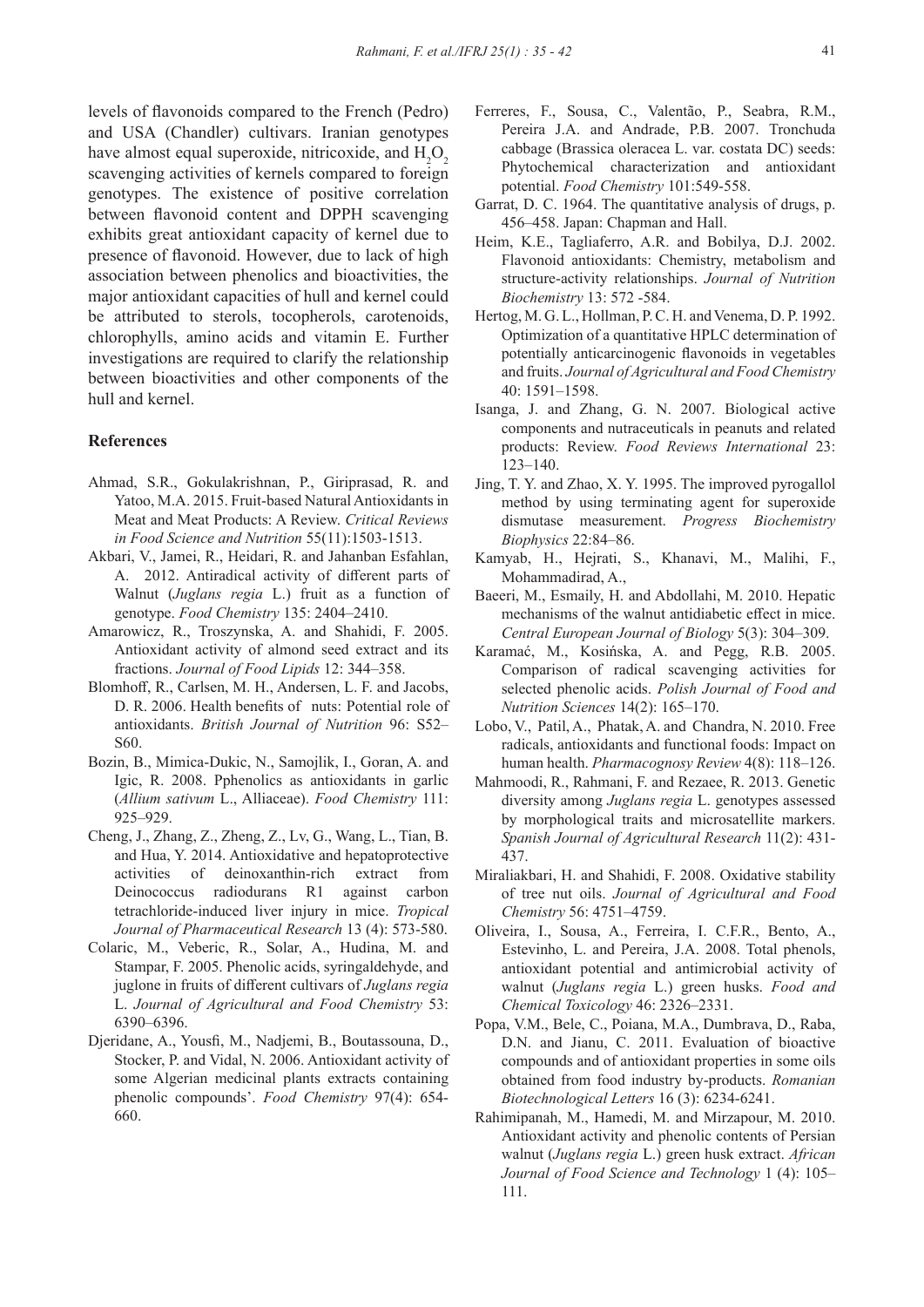levels of flavonoids compared to the French (Pedro) and USA (Chandler) cultivars. Iranian genotypes have almost equal superoxide, nitricoxide, and $H_2O_2$ scavenging activities of kernels compared to foreign genotypes. The existence of positive correlation between flavonoid content and DPPH scavenging exhibits great antioxidant capacity of kernel due to presence of flavonoid. However, due to lack of high association between phenolics and bioactivities, the major antioxidant capacities of hull and kernel could be attributed to sterols, tocopherols, carotenoids, chlorophylls, amino acids and vitamin E. Further investigations are required to clarify the relationship between bioactivities and other components of the hull and kernel.

## References

Ahmad, S.R., Gokulakrishnan, P., Giriprasad, R. and Yatoo, M.A. 2015. Fruit-based Natural Antioxidants in Meat and Meat Products: A Review. *Critical Reviews in Food Science and Nutrition* 55(11):1503-1513.

Akbari, V., Jamei, R., Heidari, R. and Jahanban Esfahlan, A. 2012. Antiradical activity of different parts of Walnut (*Juglans regia* L.) fruit as a function of genotype. *Food Chemistry* 135: 2404–2410.

Amarowicz, R., Troszynska, A. and Shahidi, F. 2005. Antioxidant activity of almond seed extract and its fractions. *Journal of Food Lipids* 12: 344–358.

Blomhoff, R., Carlsen, M. H., Andersen, L. F. and Jacobs, D. R. 2006. Health benefits of nuts: Potential role of antioxidants. *British Journal of Nutrition* 96: S52–S60.

Bozin, B., Mimica-Dukic, N., Samojlik, I., Goran, A. and Igic, R. 2008. Pphenolics as antioxidants in garlic (*Allium sativum* L., Alliaceae). *Food Chemistry* 111: 925–929.

Cheng, J., Zhang, Z., Zheng, Z., Lv, G., Wang, L., Tian, B. and Hua, Y. 2014. Antioxidative and hepatoprotective activities of deinoxanthin-rich extract from Deinococcus radiodurans R1 against carbon tetrachloride-induced liver injury in mice. *Tropical Journal of Pharmaceutical Research* 13 (4): 573-580.

Colaric, M., Veberic, R., Solar, A., Hudina, M. and Stampar, F. 2005. Phenolic acids, syringaldehyde, and juglone in fruits of different cultivars of *Juglans regia* L. *Journal of Agricultural and Food Chemistry* 53: 6390–6396.

Djeridane, A., Yousfi, M., Nadjemi, B., Boutassouna, D., Stocker, P. and Vidal, N. 2006. Antioxidant activity of some Algerian medicinal plants extracts containing phenolic compounds'. *Food Chemistry* 97(4): 654-660.

Ferreres, F., Sousa, C., Valentão, P., Seabra, R.M., Pereira J.A. and Andrade, P.B. 2007. Tronchuda cabbage (Brassica oleracea L. var. costata DC) seeds: Phytochemical characterization and antioxidant potential. *Food Chemistry* 101:549-558.

Garrat, D. C. 1964. The quantitative analysis of drugs, p. 456–458. Japan: Chapman and Hall.

Heim, K.E., Tagliaferro, A.R. and Bobilya, D.J. 2002. Flavonoid antioxidants: Chemistry, metabolism and structure-activity relationships. *Journal of Nutrition Biochemistry* 13: 572 -584.

Hertog, M. G. L., Hollman, P. C. H. and Venema, D. P. 1992. Optimization of a quantitative HPLC determination of potentially anticarcinogenic flavonoids in vegetables and fruits. *Journal of Agricultural and Food Chemistry* 40: 1591–1598.

Isanga, J. and Zhang, G. N. 2007. Biological active components and nutraceuticals in peanuts and related products: Review. *Food Reviews International* 23: 123–140.

Jing, T. Y. and Zhao, X. Y. 1995. The improved pyrogallol method by using terminating agent for superoxide dismutase measurement. *Progress Biochemistry Biophysics* 22:84–86.

Kamyab, H., Hejrati, S., Khanavi, M., Malihi, F., Mohammadirad, A.,

Baeeri, M., Esmaily, H. and Abdollahi, M. 2010. Hepatic mechanisms of the walnut antidiabetic effect in mice. *Central European Journal of Biology* 5(3): 304–309.

Karamać, M., Kosińska, A. and Pegg, R.B. 2005. Comparison of radical scavenging activities for selected phenolic acids. *Polish Journal of Food and Nutrition Sciences* 14(2): 165–170.

Lobo, V., Patil, A., Phatak, A. and Chandra, N. 2010. Free radicals, antioxidants and functional foods: Impact on human health. *Pharmacognosy Review* 4(8): 118–126.

Mahmoodi, R., Rahmani, F. and Rezaee, R. 2013. Genetic diversity among *Juglans regia* L. genotypes assessed by morphological traits and microsatellite markers. *Spanish Journal of Agricultural Research* 11(2): 431-437.

Miraliakbari, H. and Shahidi, F. 2008. Oxidative stability of tree nut oils. *Journal of Agricultural and Food Chemistry* 56: 4751–4759.

Oliveira, I., Sousa, A., Ferreira, I. C.F.R., Bento, A., Estevinho, L. and Pereira, J.A. 2008. Total phenols, antioxidant potential and antimicrobial activity of walnut (*Juglans regia* L.) green husks. *Food and Chemical Toxicology* 46: 2326–2331.

Popa, V.M., Bele, C., Poiana, M.A., Dumbrava, D., Raba, D.N. and Jianu, C. 2011. Evaluation of bioactive compounds and of antioxidant properties in some oils obtained from food industry by-products. *Romanian Biotechnological Letters* 16 (3): 6234-6241.

Rahimipanah, M., Hamedi, M. and Mirzapour, M. 2010. Antioxidant activity and phenolic contents of Persian walnut (*Juglans regia* L.) green husk extract. *African Journal of Food Science and Technology* 1 (4): 105–111.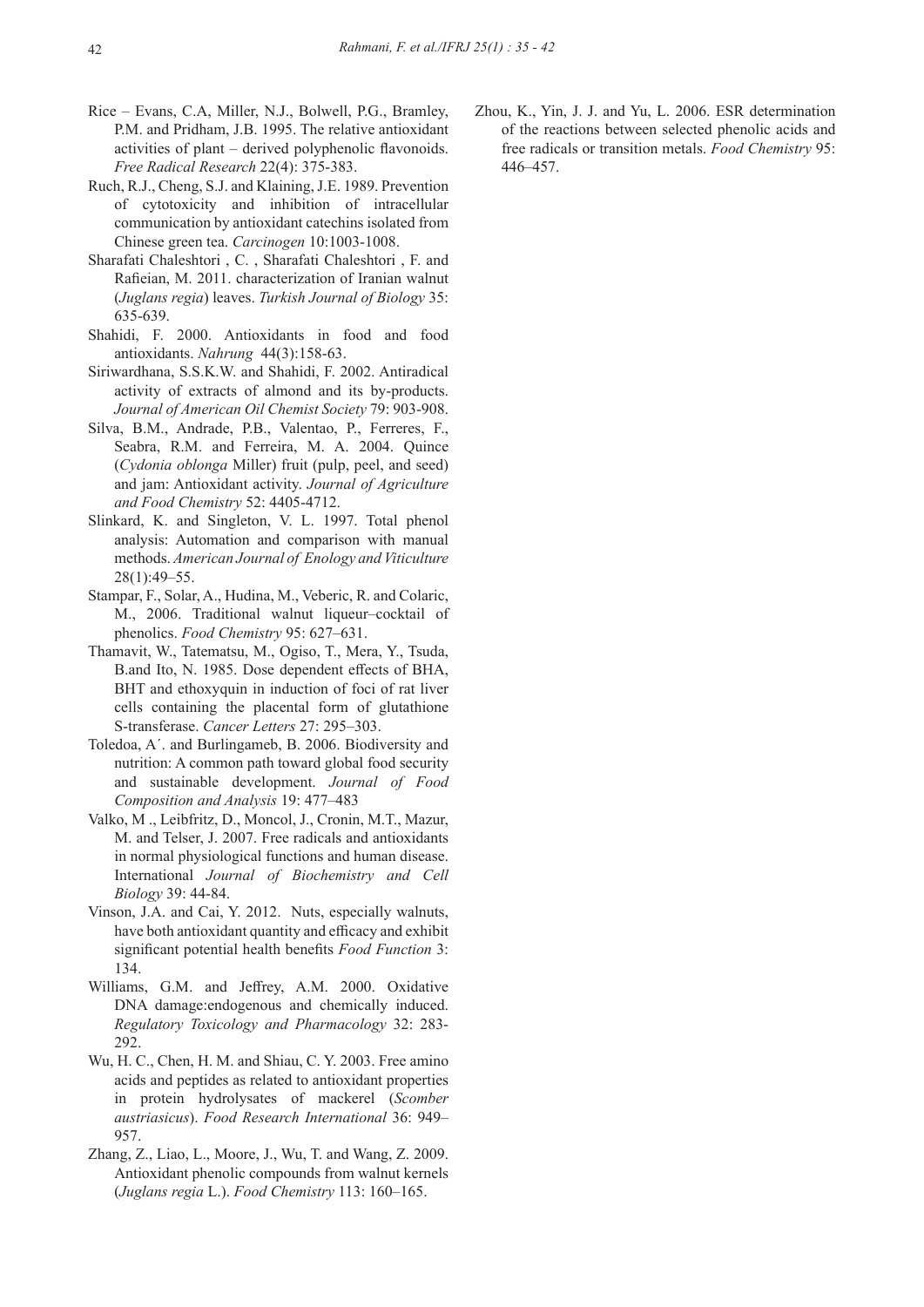Rice – Evans, C.A, Miller, N.J., Bolwell, P.G., Bramley, P.M. and Pridham, J.B. 1995. The relative antioxidant activities of plant – derived polyphenolic flavonoids. *Free Radical Research* 22(4): 375-383.

Ruch, R.J., Cheng, S.J. and Klaining, J.E. 1989. Prevention of cytotoxicity and inhibition of intracellular communication by antioxidant catechins isolated from Chinese green tea. *Carcinogen* 10:1003-1008.

Sharafati Chaleshtori , C. , Sharafati Chaleshtori , F. and Rafieian, M. 2011. characterization of Iranian walnut (*Juglans regia*) leaves. *Turkish Journal of Biology* 35: 635-639.

Shahidi, F. 2000. Antioxidants in food and food antioxidants. *Nahrung* 44(3):158-63.

Siriwardhana, S.S.K.W. and Shahidi, F. 2002. Antiradical activity of extracts of almond and its by-products. *Journal of American Oil Chemist Society* 79: 903-908.

Silva, B.M., Andrade, P.B., Valentao, P., Ferreres, F., Seabra, R.M. and Ferreira, M. A. 2004. Quince (*Cydonia oblonga* Miller) fruit (pulp, peel, and seed) and jam: Antioxidant activity. *Journal of Agriculture and Food Chemistry* 52: 4405-4712.

Slinkard, K. and Singleton, V. L. 1997. Total phenol analysis: Automation and comparison with manual methods. *American Journal of Enology and Viticulture* 28(1):49–55.

Stampar, F., Solar, A., Hudina, M., Veberic, R. and Colaric, M., 2006. Traditional walnut liqueur–cocktail of phenolics. *Food Chemistry* 95: 627–631.

Thamavit, W., Tatematsu, M., Ogiso, T., Mera, Y., Tsuda, B.and Ito, N. 1985. Dose dependent effects of BHA, BHT and ethoxyquin in induction of foci of rat liver cells containing the placental form of glutathione S-transferase. *Cancer Letters* 27: 295–303.

Toledoa, A´. and Burlingameb, B. 2006. Biodiversity and nutrition: A common path toward global food security and sustainable development. *Journal of Food Composition and Analysis* 19: 477–483

Valko, M ., Leibfritz, D., Moncol, J., Cronin, M.T., Mazur, M. and Telser, J. 2007. Free radicals and antioxidants in normal physiological functions and human disease. International *Journal of Biochemistry and Cell Biology* 39: 44-84.

Vinson, J.A. and Cai, Y. 2012. Nuts, especially walnuts, have both antioxidant quantity and efficacy and exhibit significant potential health benefits *Food Function* 3: 134.

Williams, G.M. and Jeffrey, A.M. 2000. Oxidative DNA damage:endogenous and chemically induced. *Regulatory Toxicology and Pharmacology* 32: 283-292.

Wu, H. C., Chen, H. M. and Shiau, C. Y. 2003. Free amino acids and peptides as related to antioxidant properties in protein hydrolysates of mackerel (*Scomber austriasicus*). *Food Research International* 36: 949–957.

Zhang, Z., Liao, L., Moore, J., Wu, T. and Wang, Z. 2009. Antioxidant phenolic compounds from walnut kernels (*Juglans regia* L.). *Food Chemistry* 113: 160–165.

Zhou, K., Yin, J. J. and Yu, L. 2006. ESR determination of the reactions between selected phenolic acids and free radicals or transition metals. *Food Chemistry* 95: 446–457.